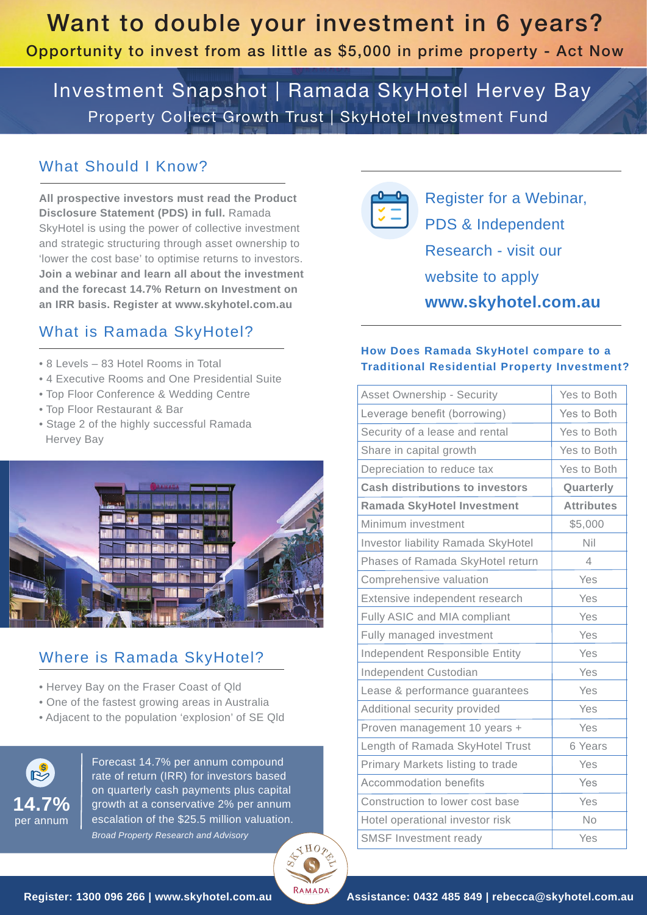# Want to double your investment in 6 years?

**Opportunity to invest from as little as $5,000 in prime property - Act Now**

## Investment Snapshot | Ramada SkyHotel Hervey Bay

Property Collect Growth Trust | SkyHotel Investment Fund

## What Should I Know?

**All prospective investors must read the Product Disclosure Statement (PDS) in full.** Ramada SkyHotel is using the power of collective investment and strategic structuring through asset ownership to 'lower the cost base' to optimise returns to investors. **Join a webinar and learn all about the investment and the forecast 14.7% Return on Investment on an IRR basis. Register at www.skyhotel.com.au**

## What is Ramada SkyHotel?

- 8 Levels – 83 Hotel Rooms in Total
- 4 Executive Rooms and One Presidential Suite
- Top Floor Conference & Wedding Centre
- Top Floor Restaurant & Bar
- Stage 2 of the highly successful Ramada Hervey Bay

## Where is Ramada SkyHotel?

- Hervey Bay on the Fraser Coast of Qld
- One of the fastest growing areas in Australia
- Adjacent to the population 'explosion' of SE Qld

**14.7%** per annum

Forecast 14.7% per annum compound rate of return (IRR) for investors based on quarterly cash payments plus capital growth at a conservative 2% per annum escalation of the $25.5 million valuation.

*Broad Property Research and Advisory*

Register for a Webinar, PDS & Independent Research - visit our website to apply **www.skyhotel.com.au**

### How Does Ramada SkyHotel compare to a Traditional Residential Property Investment?

| | |
|---|---|
| Asset Ownership - Security | Yes to Both |
| Leverage benefit (borrowing) | Yes to Both |
| Security of a lease and rental | Yes to Both |
| Share in capital growth | Yes to Both |
| Depreciation to reduce tax | Yes to Both |
| **Cash distributions to investors** | **Quarterly** |
| **Ramada SkyHotel Investment** | **Attributes** |
| Minimum investment | $5,000 |
| Investor liability Ramada SkyHotel | Nil |
| Phases of Ramada SkyHotel return | 4 |
| Comprehensive valuation | Yes |
| Extensive independent research | Yes |
| Fully ASIC and MIA compliant | Yes |
| Fully managed investment | Yes |
| Independent Responsible Entity | Yes |
| Independent Custodian | Yes |
| Lease & performance guarantees | Yes |
| Additional security provided | Yes |
| Proven management 10 years + | Yes |
| Length of Ramada SkyHotel Trust | 6 Years |
| Primary Markets listing to trade | Yes |
| Accommodation benefits | Yes |
| Construction to lower cost base | Yes |
| Hotel operational investor risk | No |
| SMSF Investment ready | Yes |

**Register: 1300 096 266 | www.skyhotel.com.au** **Assistance: 0432 485 849 | rebecca@skyhotel.com.au**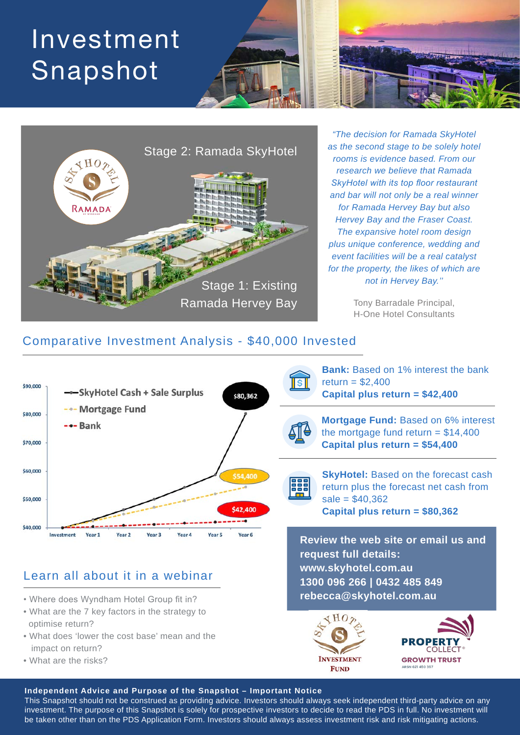# Investment Snapshot

Stage 2: Ramada SkyHotel

Stage 1: Existing Ramada Hervey Bay

*"The decision for Ramada SkyHotel as the second stage to be solely hotel rooms is evidence based. From our research we believe that Ramada SkyHotel with its top floor restaurant and bar will not only be a real winner for Ramada Hervey Bay but also Hervey Bay and the Fraser Coast. The expansive hotel room design plus unique conference, wedding and event facilities will be a real catalyst for the property, the likes of which are not in Hervey Bay."*

Tony Barradale Principal, H-One Hotel Consultants

## Comparative Investment Analysis - $40,000 Invested

SkyHotel Cash + Sale Surplus
Mortgage Fund
Bank

$90,000
$80,000
$70,000
$60,000
$50,000
$40,000

Investment
Year 1
Year 2
Year 3
Year 4
Year 5
Year 6

$80,362
$54,400
$42,400

**Bank:** Based on 1% interest the bank return = $2,400
**Capital plus return = $42,400**

**Mortgage Fund:** Based on 6% interest the mortgage fund return = $14,400
**Capital plus return = $54,400**

**SkyHotel:** Based on the forecast cash return plus the forecast net cash from sale = $40,362
**Capital plus return = $80,362**

**Review the web site or email us and request full details:**
**www.skyhotel.com.au**
**1300 096 266 | 0432 485 849**
**rebecca@skyhotel.com.au**

## Learn all about it in a webinar

- Where does Wyndham Hotel Group fit in?
- What are the 7 key factors in the strategy to optimise return?
- What does 'lower the cost base' mean and the impact on return?
- What are the risks?

SkyHotel Investment Fund

Property Collect Growth Trust
ARSN 621 450 397

**Independent Advice and Purpose of the Snapshot – Important Notice**

This Snapshot should not be construed as providing advice. Investors should always seek independent third-party advice on any investment. The purpose of this Snapshot is solely for prospective investors to decide to read the PDS in full. No investment will be taken other than on the PDS Application Form. Investors should always assess investment risk and risk mitigating actions.